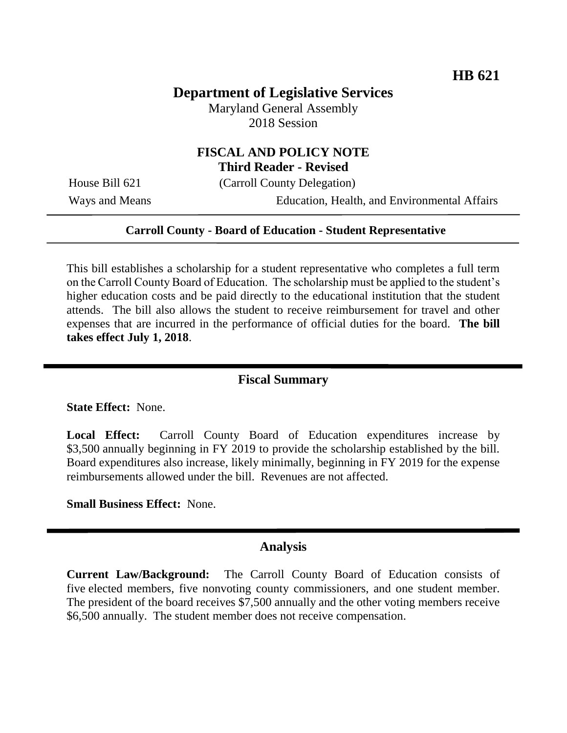**HB 621**

# Department of Legislative Services

Maryland General Assembly
2018 Session

## FISCAL AND POLICY NOTE
**Third Reader - Revised**

House Bill 621 (Carroll County Delegation)
Ways and Means Education, Health, and Environmental Affairs

---

**Carroll County - Board of Education - Student Representative**

---

This bill establishes a scholarship for a student representative who completes a full term on the Carroll County Board of Education. The scholarship must be applied to the student's higher education costs and be paid directly to the educational institution that the student attends. The bill also allows the student to receive reimbursement for travel and other expenses that are incurred in the performance of official duties for the board. **The bill takes effect July 1, 2018**.

---

## Fiscal Summary

**State Effect:** None.

**Local Effect:** Carroll County Board of Education expenditures increase by \$3,500 annually beginning in FY 2019 to provide the scholarship established by the bill. Board expenditures also increase, likely minimally, beginning in FY 2019 for the expense reimbursements allowed under the bill. Revenues are not affected.

**Small Business Effect:** None.

---

## Analysis

**Current Law/Background:** The Carroll County Board of Education consists of five elected members, five nonvoting county commissioners, and one student member. The president of the board receives \$7,500 annually and the other voting members receive \$6,500 annually. The student member does not receive compensation.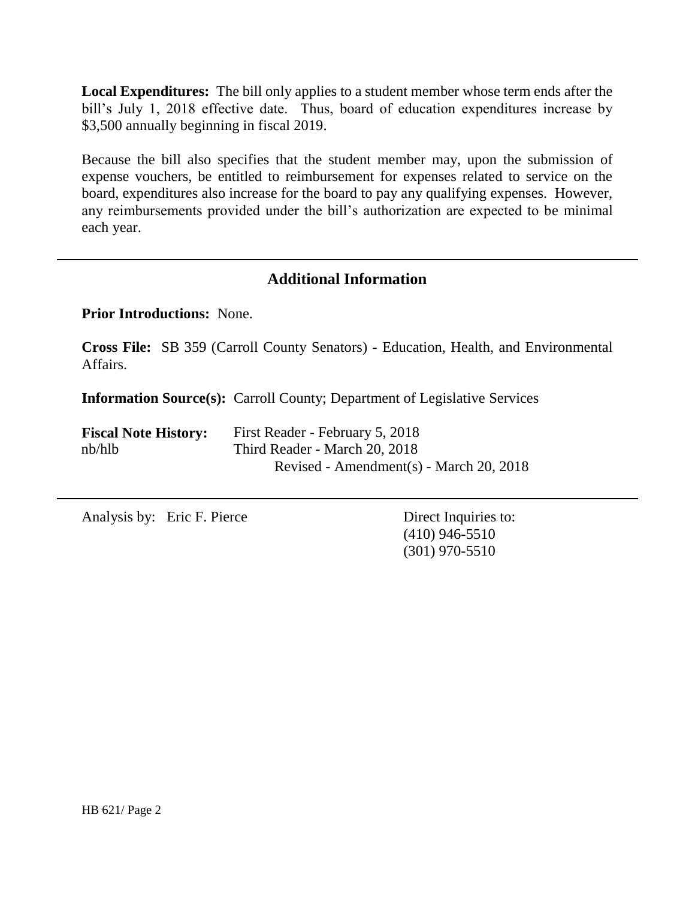**Local Expenditures:** The bill only applies to a student member whose term ends after the bill's July 1, 2018 effective date. Thus, board of education expenditures increase by $3,500 annually beginning in fiscal 2019.

Because the bill also specifies that the student member may, upon the submission of expense vouchers, be entitled to reimbursement for expenses related to service on the board, expenditures also increase for the board to pay any qualifying expenses. However, any reimbursements provided under the bill's authorization are expected to be minimal each year.

## Additional Information

**Prior Introductions:** None.

**Cross File:** SB 359 (Carroll County Senators) - Education, Health, and Environmental Affairs.

**Information Source(s):** Carroll County; Department of Legislative Services

**Fiscal Note History:** First Reader - February 5, 2018
nb/hlb Third Reader - March 20, 2018
Revised - Amendment(s) - March 20, 2018

Analysis by: Eric F. Pierce

Direct Inquiries to:
(410) 946-5510
(301) 970-5510